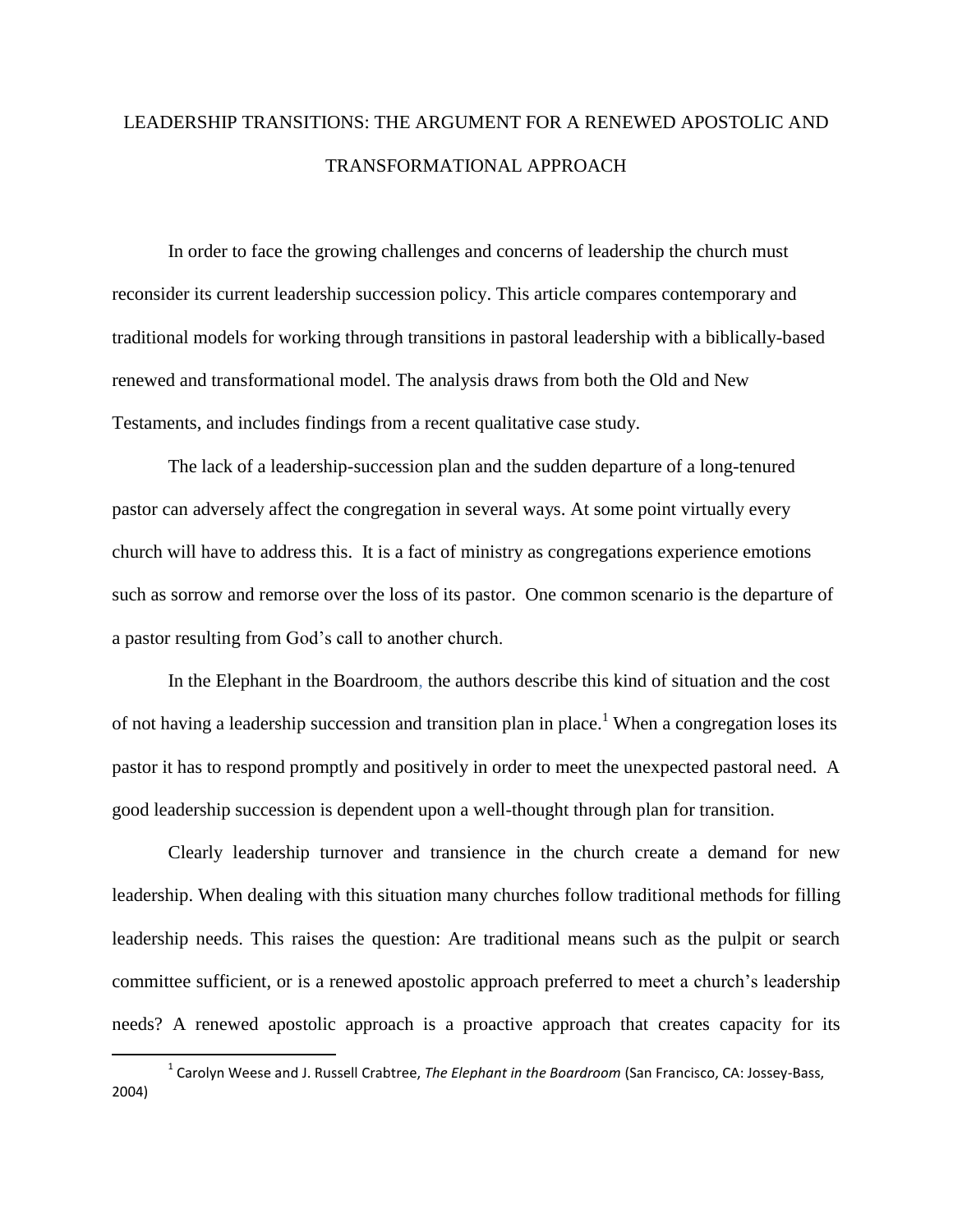# LEADERSHIP TRANSITIONS: THE ARGUMENT FOR A RENEWED APOSTOLIC AND TRANSFORMATIONAL APPROACH

In order to face the growing challenges and concerns of leadership the church must reconsider its current leadership succession policy. This article compares contemporary and traditional models for working through transitions in pastoral leadership with a biblically-based renewed and transformational model. The analysis draws from both the Old and New Testaments, and includes findings from a recent qualitative case study.

The lack of a leadership-succession plan and the sudden departure of a long-tenured pastor can adversely affect the congregation in several ways. At some point virtually every church will have to address this. It is a fact of ministry as congregations experience emotions such as sorrow and remorse over the loss of its pastor. One common scenario is the departure of a pastor resulting from God's call to another church.

In the Elephant in the Boardroom, the authors describe this kind of situation and the cost of not having a leadership succession and transition plan in place.[1] When a congregation loses its pastor it has to respond promptly and positively in order to meet the unexpected pastoral need. A good leadership succession is dependent upon a well-thought through plan for transition.

Clearly leadership turnover and transience in the church create a demand for new leadership. When dealing with this situation many churches follow traditional methods for filling leadership needs. This raises the question: Are traditional means such as the pulpit or search committee sufficient, or is a renewed apostolic approach preferred to meet a church's leadership needs? A renewed apostolic approach is a proactive approach that creates capacity for its

---

[1] Carolyn Weese and J. Russell Crabtree, *The Elephant in the Boardroom* (San Francisco, CA: Jossey-Bass, 2004)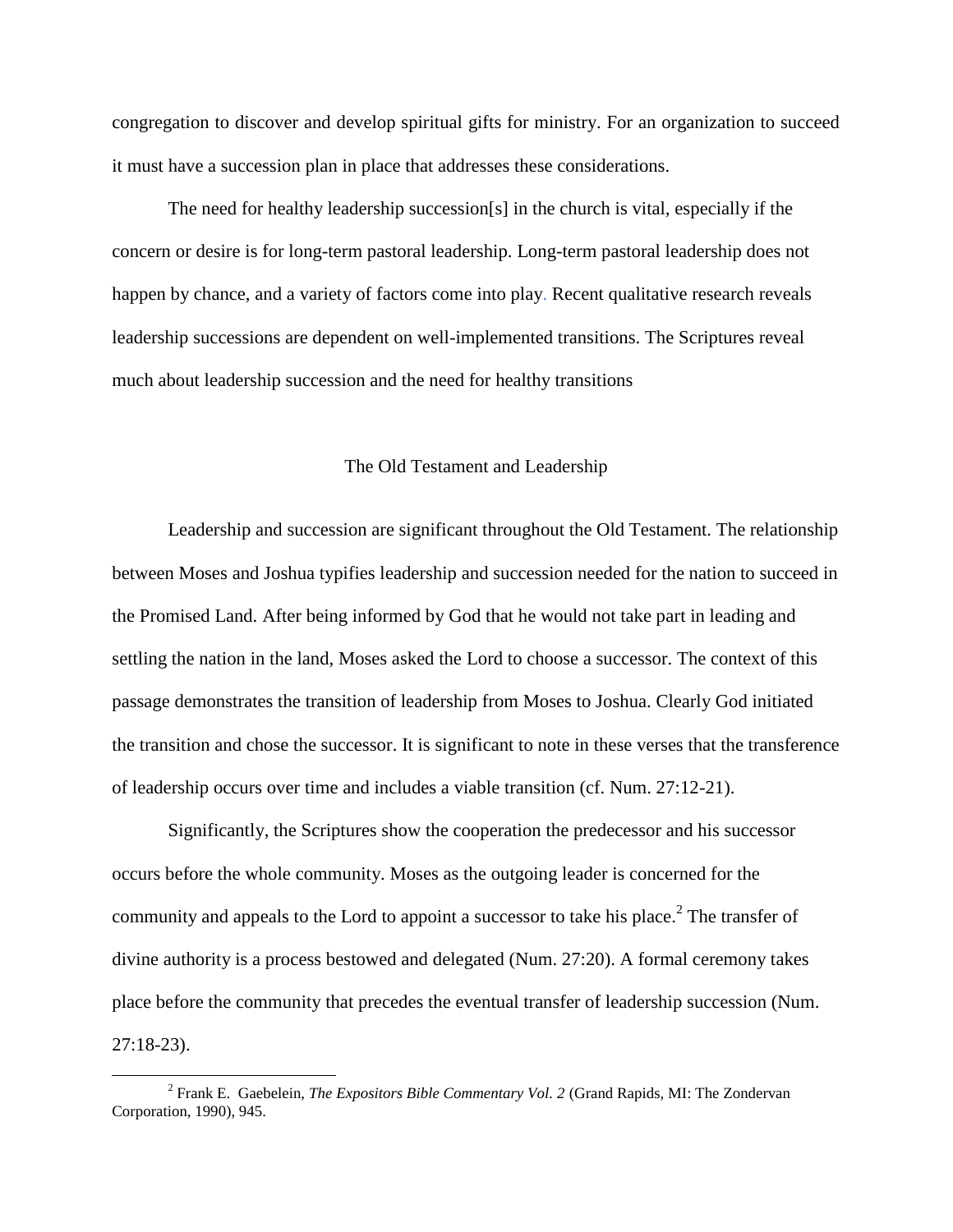congregation to discover and develop spiritual gifts for ministry. For an organization to succeed it must have a succession plan in place that addresses these considerations.

The need for healthy leadership succession[s] in the church is vital, especially if the concern or desire is for long-term pastoral leadership. Long-term pastoral leadership does not happen by chance, and a variety of factors come into play. Recent qualitative research reveals leadership successions are dependent on well-implemented transitions. The Scriptures reveal much about leadership succession and the need for healthy transitions

## The Old Testament and Leadership

Leadership and succession are significant throughout the Old Testament. The relationship between Moses and Joshua typifies leadership and succession needed for the nation to succeed in the Promised Land. After being informed by God that he would not take part in leading and settling the nation in the land, Moses asked the Lord to choose a successor. The context of this passage demonstrates the transition of leadership from Moses to Joshua. Clearly God initiated the transition and chose the successor. It is significant to note in these verses that the transference of leadership occurs over time and includes a viable transition (cf. Num. 27:12-21).

Significantly, the Scriptures show the cooperation the predecessor and his successor occurs before the whole community. Moses as the outgoing leader is concerned for the community and appeals to the Lord to appoint a successor to take his place.[2] The transfer of divine authority is a process bestowed and delegated (Num. 27:20). A formal ceremony takes place before the community that precedes the eventual transfer of leadership succession (Num. 27:18-23).

---

[2] Frank E. Gaebelein, *The Expositors Bible Commentary Vol. 2* (Grand Rapids, MI: The Zondervan Corporation, 1990), 945.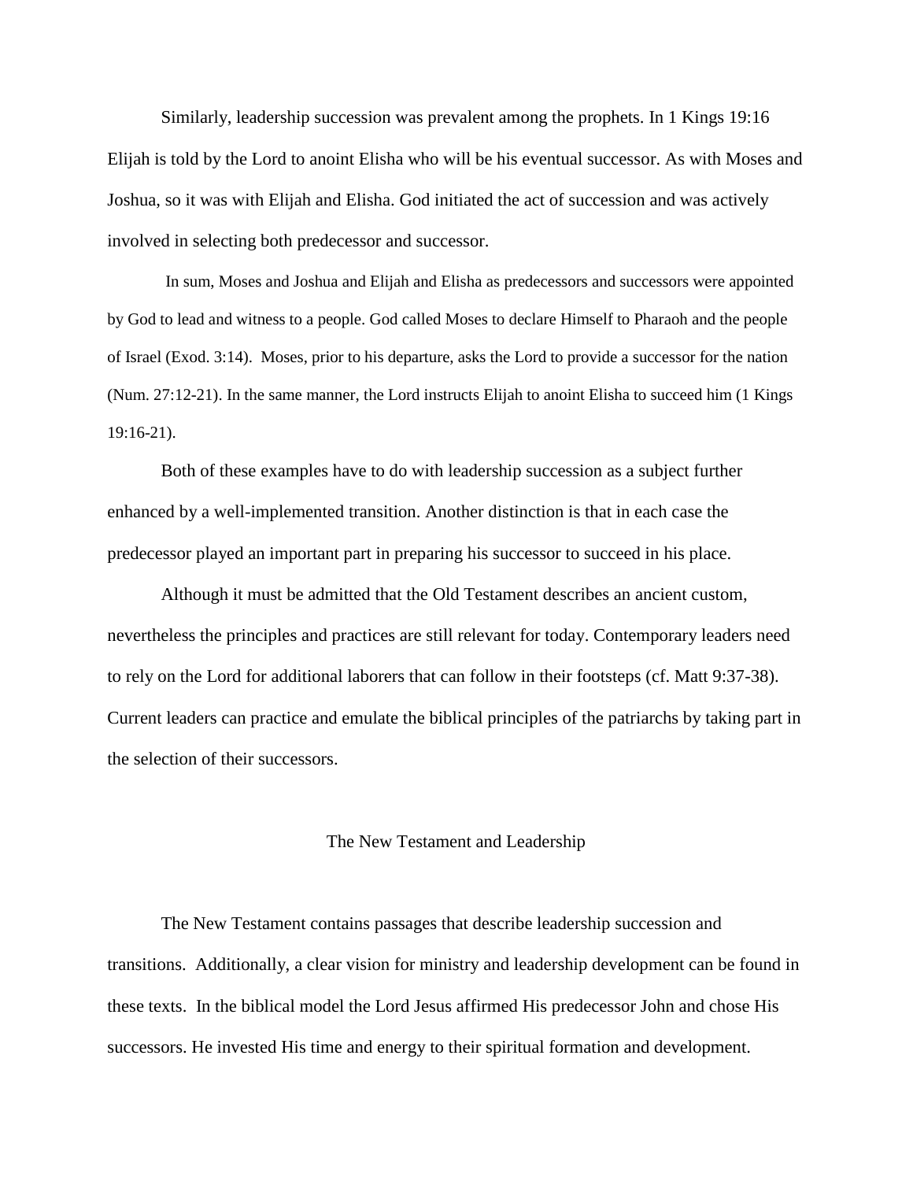Similarly, leadership succession was prevalent among the prophets. In 1 Kings 19:16 Elijah is told by the Lord to anoint Elisha who will be his eventual successor. As with Moses and Joshua, so it was with Elijah and Elisha. God initiated the act of succession and was actively involved in selecting both predecessor and successor.

In sum, Moses and Joshua and Elijah and Elisha as predecessors and successors were appointed by God to lead and witness to a people. God called Moses to declare Himself to Pharaoh and the people of Israel (Exod. 3:14). Moses, prior to his departure, asks the Lord to provide a successor for the nation (Num. 27:12-21). In the same manner, the Lord instructs Elijah to anoint Elisha to succeed him (1 Kings 19:16-21).

Both of these examples have to do with leadership succession as a subject further enhanced by a well-implemented transition. Another distinction is that in each case the predecessor played an important part in preparing his successor to succeed in his place.

Although it must be admitted that the Old Testament describes an ancient custom, nevertheless the principles and practices are still relevant for today. Contemporary leaders need to rely on the Lord for additional laborers that can follow in their footsteps (cf. Matt 9:37-38). Current leaders can practice and emulate the biblical principles of the patriarchs by taking part in the selection of their successors.

## The New Testament and Leadership

The New Testament contains passages that describe leadership succession and transitions. Additionally, a clear vision for ministry and leadership development can be found in these texts. In the biblical model the Lord Jesus affirmed His predecessor John and chose His successors. He invested His time and energy to their spiritual formation and development.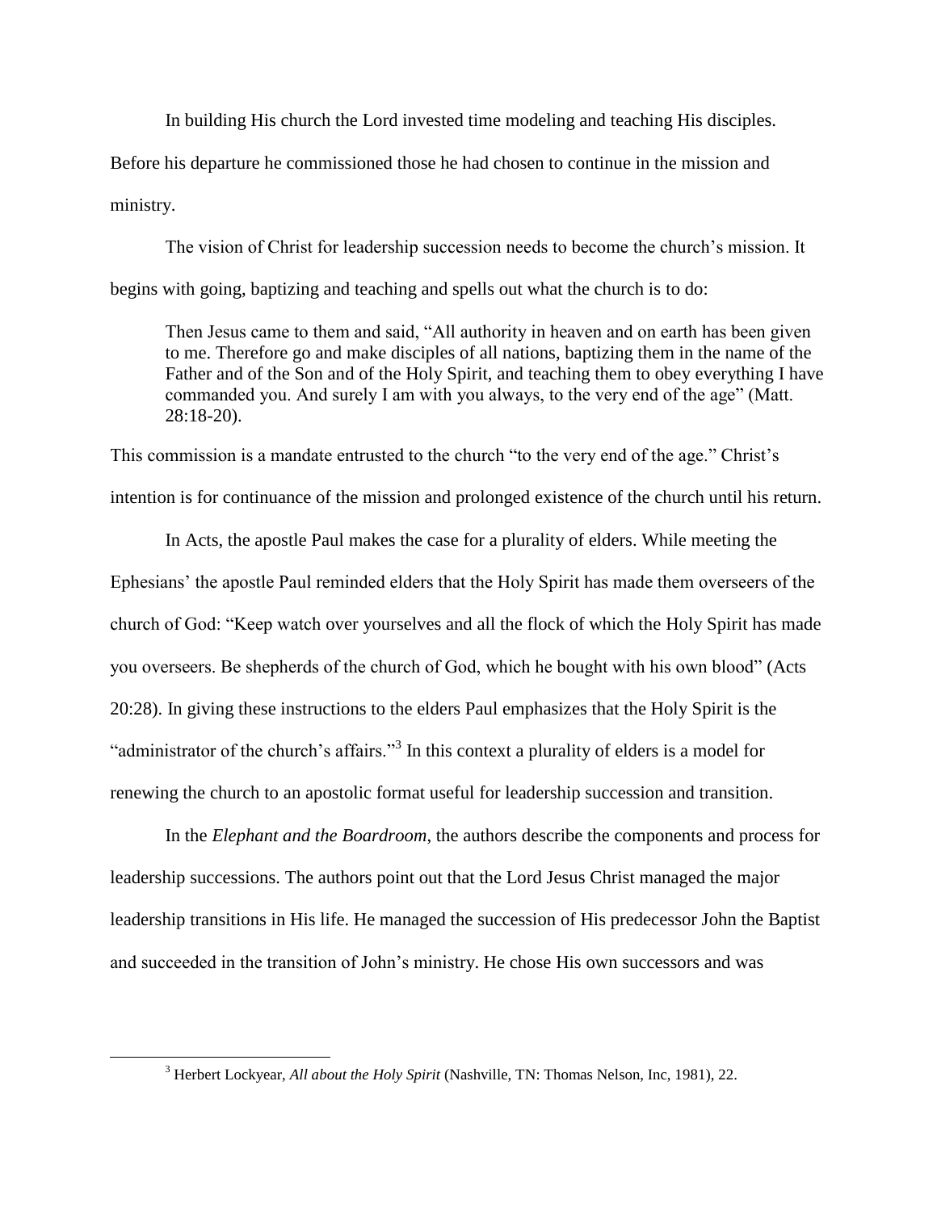In building His church the Lord invested time modeling and teaching His disciples. Before his departure he commissioned those he had chosen to continue in the mission and ministry.

The vision of Christ for leadership succession needs to become the church's mission. It begins with going, baptizing and teaching and spells out what the church is to do:

> Then Jesus came to them and said, "All authority in heaven and on earth has been given to me. Therefore go and make disciples of all nations, baptizing them in the name of the Father and of the Son and of the Holy Spirit, and teaching them to obey everything I have commanded you. And surely I am with you always, to the very end of the age" (Matt. 28:18-20).

This commission is a mandate entrusted to the church "to the very end of the age." Christ's intention is for continuance of the mission and prolonged existence of the church until his return.

In Acts, the apostle Paul makes the case for a plurality of elders. While meeting the Ephesians' the apostle Paul reminded elders that the Holy Spirit has made them overseers of the church of God: "Keep watch over yourselves and all the flock of which the Holy Spirit has made you overseers. Be shepherds of the church of God, which he bought with his own blood" (Acts 20:28). In giving these instructions to the elders Paul emphasizes that the Holy Spirit is the "administrator of the church's affairs."[3] In this context a plurality of elders is a model for renewing the church to an apostolic format useful for leadership succession and transition.

In the *Elephant and the Boardroom*, the authors describe the components and process for leadership successions. The authors point out that the Lord Jesus Christ managed the major leadership transitions in His life. He managed the succession of His predecessor John the Baptist and succeeded in the transition of John's ministry. He chose His own successors and was

[3] Herbert Lockyear, *All about the Holy Spirit* (Nashville, TN: Thomas Nelson, Inc, 1981), 22.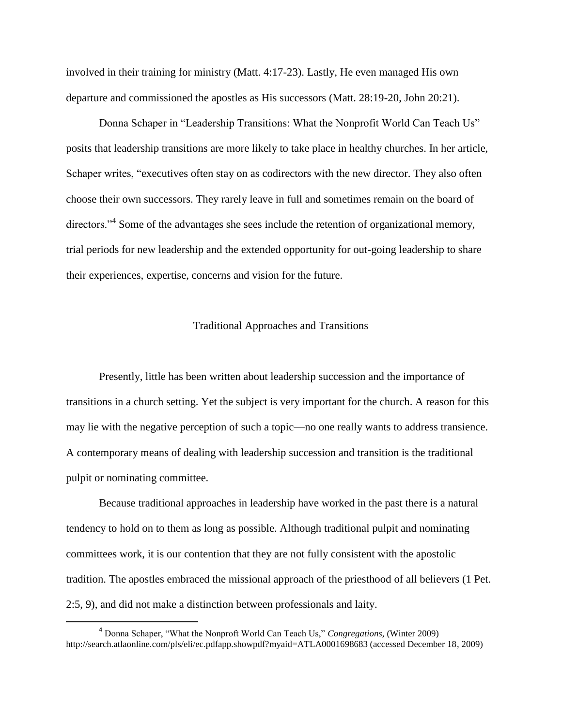involved in their training for ministry (Matt. 4:17-23). Lastly, He even managed His own departure and commissioned the apostles as His successors (Matt. 28:19-20, John 20:21).

Donna Schaper in "Leadership Transitions: What the Nonprofit World Can Teach Us" posits that leadership transitions are more likely to take place in healthy churches. In her article, Schaper writes, "executives often stay on as codirectors with the new director. They also often choose their own successors. They rarely leave in full and sometimes remain on the board of directors."[4] Some of the advantages she sees include the retention of organizational memory, trial periods for new leadership and the extended opportunity for out-going leadership to share their experiences, expertise, concerns and vision for the future.

## Traditional Approaches and Transitions

Presently, little has been written about leadership succession and the importance of transitions in a church setting. Yet the subject is very important for the church. A reason for this may lie with the negative perception of such a topic—no one really wants to address transience. A contemporary means of dealing with leadership succession and transition is the traditional pulpit or nominating committee.

Because traditional approaches in leadership have worked in the past there is a natural tendency to hold on to them as long as possible. Although traditional pulpit and nominating committees work, it is our contention that they are not fully consistent with the apostolic tradition. The apostles embraced the missional approach of the priesthood of all believers (1 Pet. 2:5, 9), and did not make a distinction between professionals and laity.

---

[4] Donna Schaper, "What the Nonproft World Can Teach Us," *Congregations*, (Winter 2009) http://search.atlaonline.com/pls/eli/ec.pdfapp.showpdf?myaid=ATLA0001698683 (accessed December 18, 2009)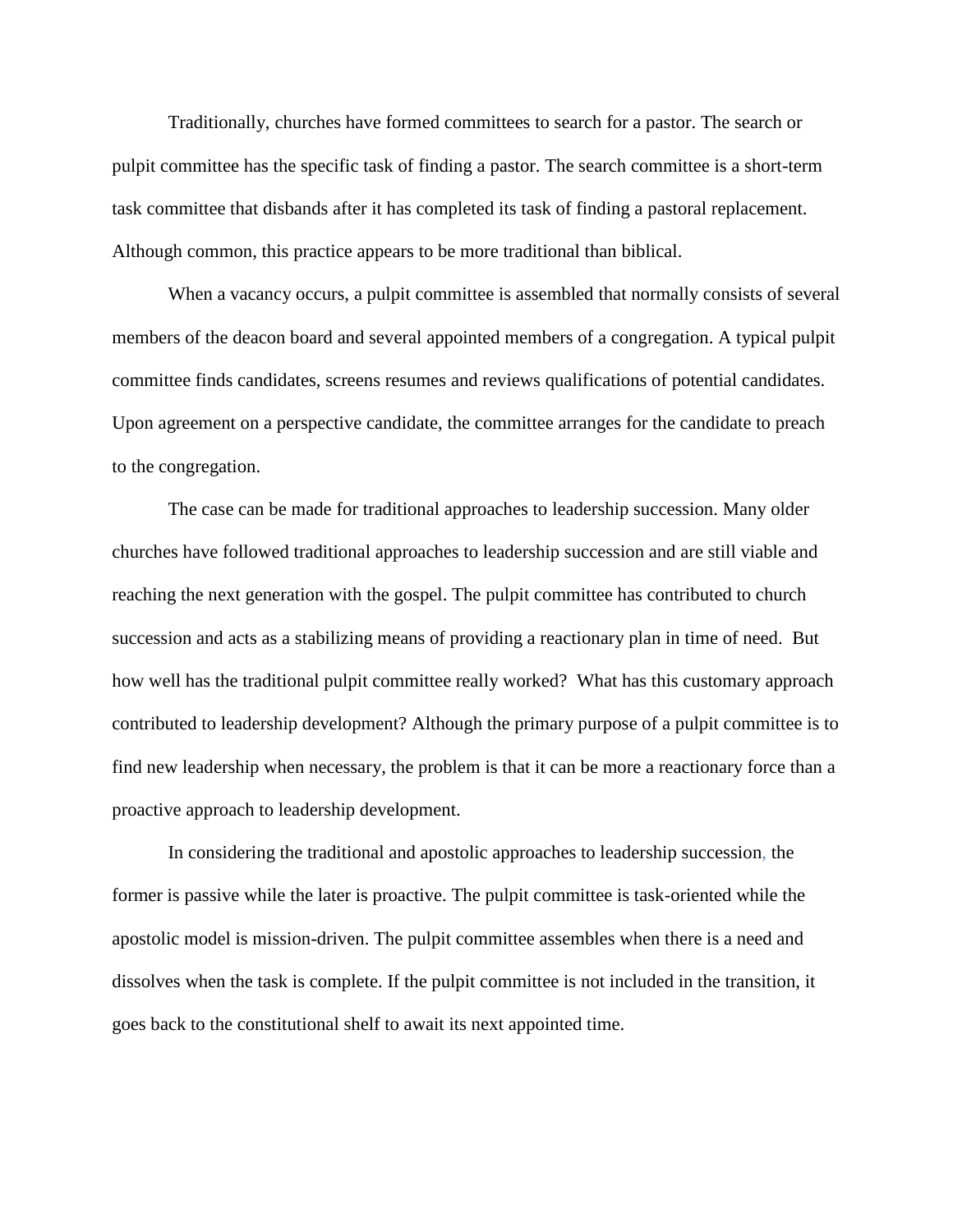Traditionally, churches have formed committees to search for a pastor. The search or pulpit committee has the specific task of finding a pastor. The search committee is a short-term task committee that disbands after it has completed its task of finding a pastoral replacement. Although common, this practice appears to be more traditional than biblical.

When a vacancy occurs, a pulpit committee is assembled that normally consists of several members of the deacon board and several appointed members of a congregation. A typical pulpit committee finds candidates, screens resumes and reviews qualifications of potential candidates. Upon agreement on a perspective candidate, the committee arranges for the candidate to preach to the congregation.

The case can be made for traditional approaches to leadership succession. Many older churches have followed traditional approaches to leadership succession and are still viable and reaching the next generation with the gospel. The pulpit committee has contributed to church succession and acts as a stabilizing means of providing a reactionary plan in time of need. But how well has the traditional pulpit committee really worked? What has this customary approach contributed to leadership development? Although the primary purpose of a pulpit committee is to find new leadership when necessary, the problem is that it can be more a reactionary force than a proactive approach to leadership development.

In considering the traditional and apostolic approaches to leadership succession, the former is passive while the later is proactive. The pulpit committee is task-oriented while the apostolic model is mission-driven. The pulpit committee assembles when there is a need and dissolves when the task is complete. If the pulpit committee is not included in the transition, it goes back to the constitutional shelf to await its next appointed time.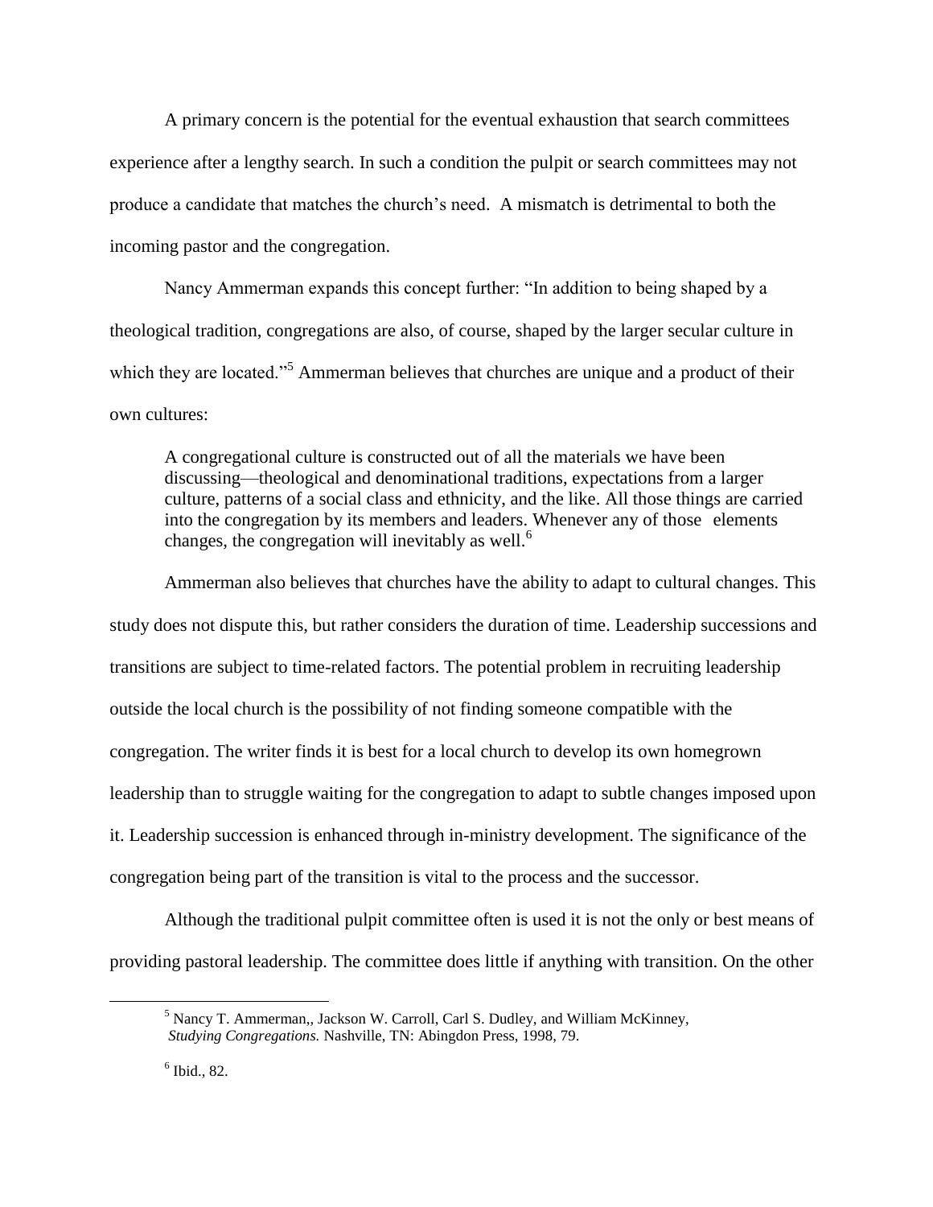A primary concern is the potential for the eventual exhaustion that search committees experience after a lengthy search. In such a condition the pulpit or search committees may not produce a candidate that matches the church's need. A mismatch is detrimental to both the incoming pastor and the congregation.

Nancy Ammerman expands this concept further: "In addition to being shaped by a theological tradition, congregations are also, of course, shaped by the larger secular culture in which they are located."[5] Ammerman believes that churches are unique and a product of their own cultures:

> A congregational culture is constructed out of all the materials we have been discussing—theological and denominational traditions, expectations from a larger culture, patterns of a social class and ethnicity, and the like. All those things are carried into the congregation by its members and leaders. Whenever any of those elements changes, the congregation will inevitably as well.[6]

Ammerman also believes that churches have the ability to adapt to cultural changes. This study does not dispute this, but rather considers the duration of time. Leadership successions and transitions are subject to time-related factors. The potential problem in recruiting leadership outside the local church is the possibility of not finding someone compatible with the congregation. The writer finds it is best for a local church to develop its own homegrown leadership than to struggle waiting for the congregation to adapt to subtle changes imposed upon it. Leadership succession is enhanced through in-ministry development. The significance of the congregation being part of the transition is vital to the process and the successor.

Although the traditional pulpit committee often is used it is not the only or best means of providing pastoral leadership. The committee does little if anything with transition. On the other

---

[5] Nancy T. Ammerman,, Jackson W. Carroll, Carl S. Dudley, and William McKinney, *Studying Congregations.* Nashville, TN: Abingdon Press, 1998, 79.

[6] Ibid., 82.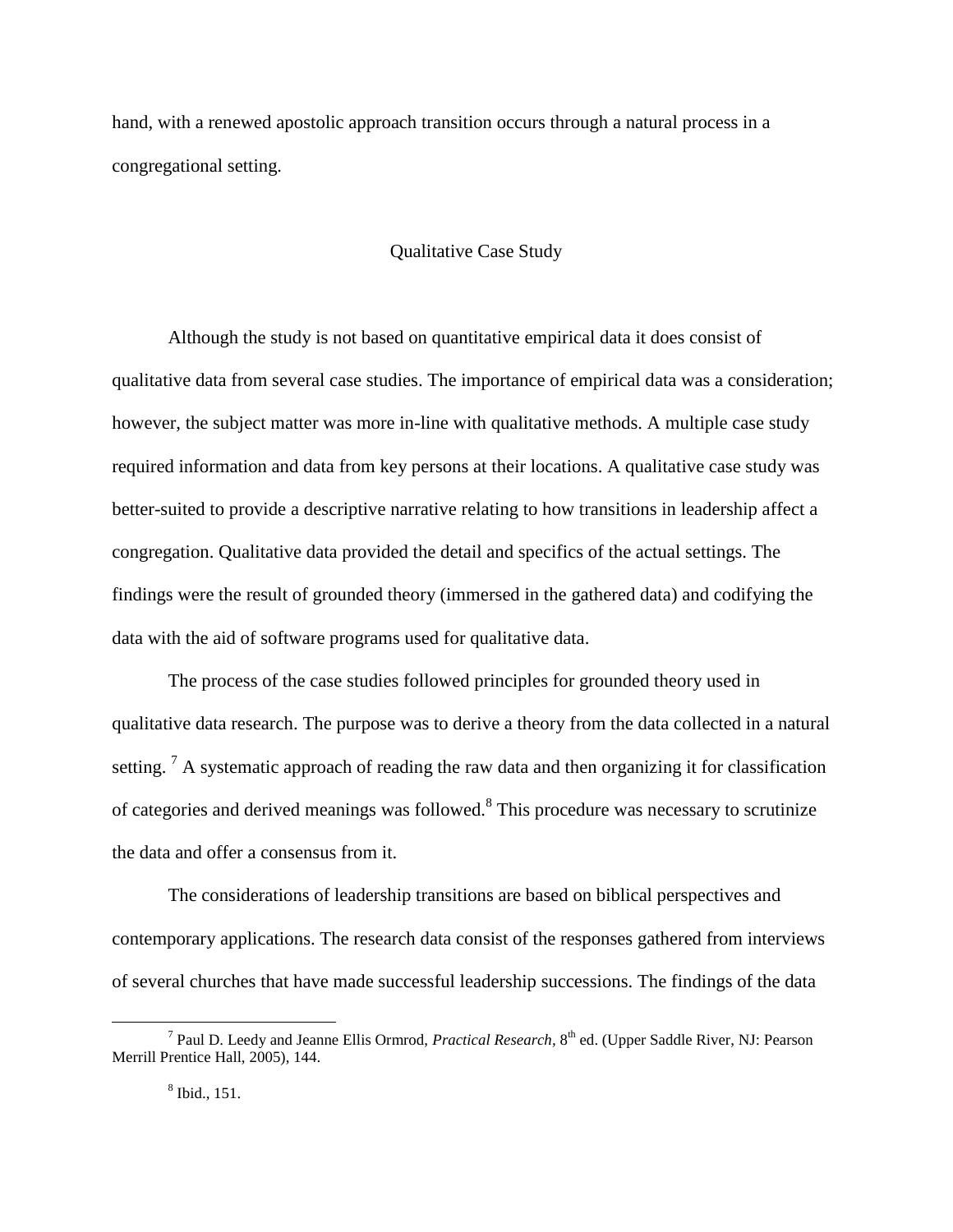hand, with a renewed apostolic approach transition occurs through a natural process in a congregational setting.

## Qualitative Case Study

Although the study is not based on quantitative empirical data it does consist of qualitative data from several case studies. The importance of empirical data was a consideration; however, the subject matter was more in-line with qualitative methods. A multiple case study required information and data from key persons at their locations. A qualitative case study was better-suited to provide a descriptive narrative relating to how transitions in leadership affect a congregation. Qualitative data provided the detail and specifics of the actual settings. The findings were the result of grounded theory (immersed in the gathered data) and codifying the data with the aid of software programs used for qualitative data.

The process of the case studies followed principles for grounded theory used in qualitative data research. The purpose was to derive a theory from the data collected in a natural setting. [7] A systematic approach of reading the raw data and then organizing it for classification of categories and derived meanings was followed.[8] This procedure was necessary to scrutinize the data and offer a consensus from it.

The considerations of leadership transitions are based on biblical perspectives and contemporary applications. The research data consist of the responses gathered from interviews of several churches that have made successful leadership successions. The findings of the data

---

[7] Paul D. Leedy and Jeanne Ellis Ormrod, *Practical Research*, 8th ed. (Upper Saddle River, NJ: Pearson Merrill Prentice Hall, 2005), 144.

[8] Ibid., 151.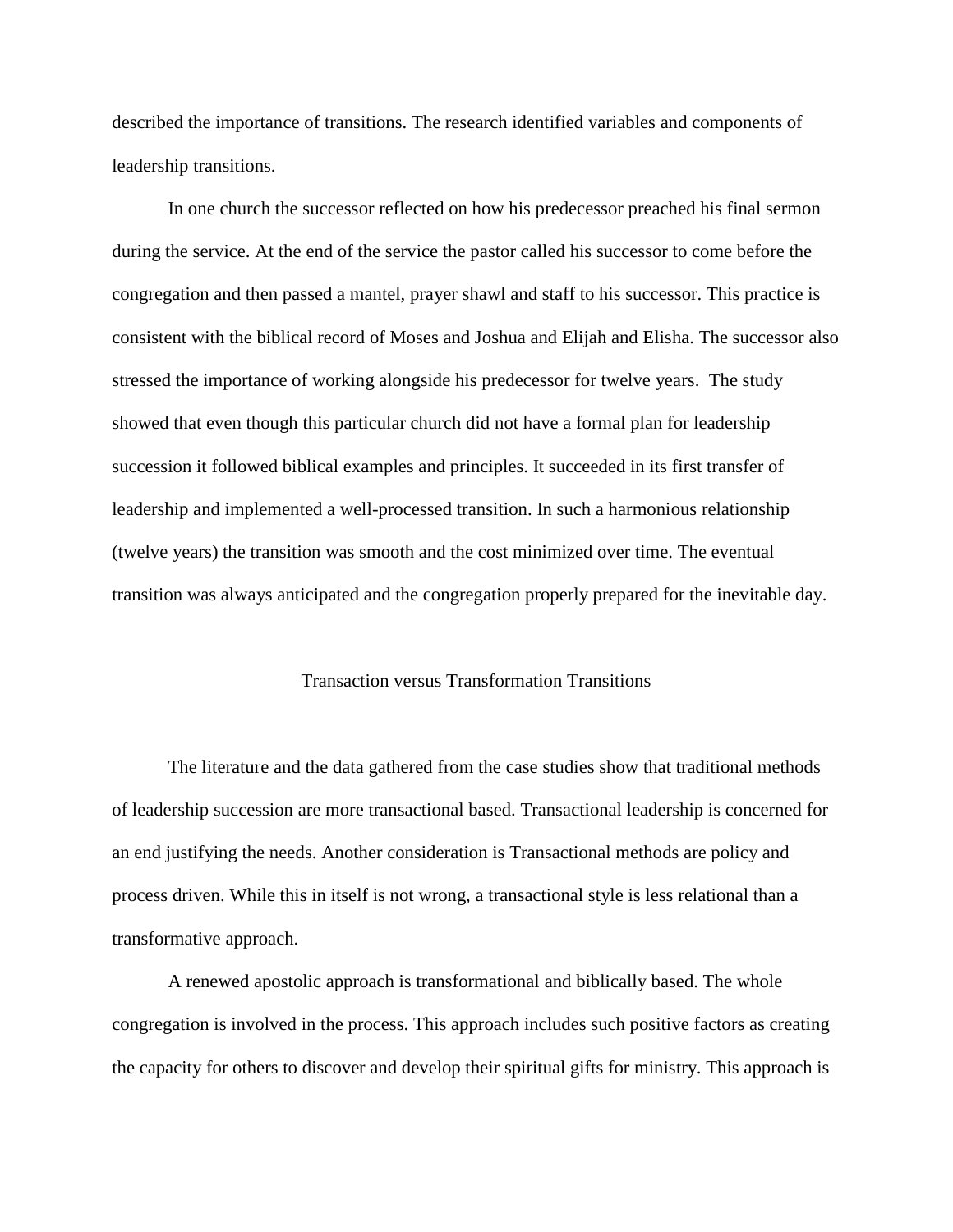described the importance of transitions. The research identified variables and components of leadership transitions.

In one church the successor reflected on how his predecessor preached his final sermon during the service. At the end of the service the pastor called his successor to come before the congregation and then passed a mantel, prayer shawl and staff to his successor. This practice is consistent with the biblical record of Moses and Joshua and Elijah and Elisha. The successor also stressed the importance of working alongside his predecessor for twelve years. The study showed that even though this particular church did not have a formal plan for leadership succession it followed biblical examples and principles. It succeeded in its first transfer of leadership and implemented a well-processed transition. In such a harmonious relationship (twelve years) the transition was smooth and the cost minimized over time. The eventual transition was always anticipated and the congregation properly prepared for the inevitable day.

## Transaction versus Transformation Transitions

The literature and the data gathered from the case studies show that traditional methods of leadership succession are more transactional based. Transactional leadership is concerned for an end justifying the needs. Another consideration is Transactional methods are policy and process driven. While this in itself is not wrong, a transactional style is less relational than a transformative approach.

A renewed apostolic approach is transformational and biblically based. The whole congregation is involved in the process. This approach includes such positive factors as creating the capacity for others to discover and develop their spiritual gifts for ministry. This approach is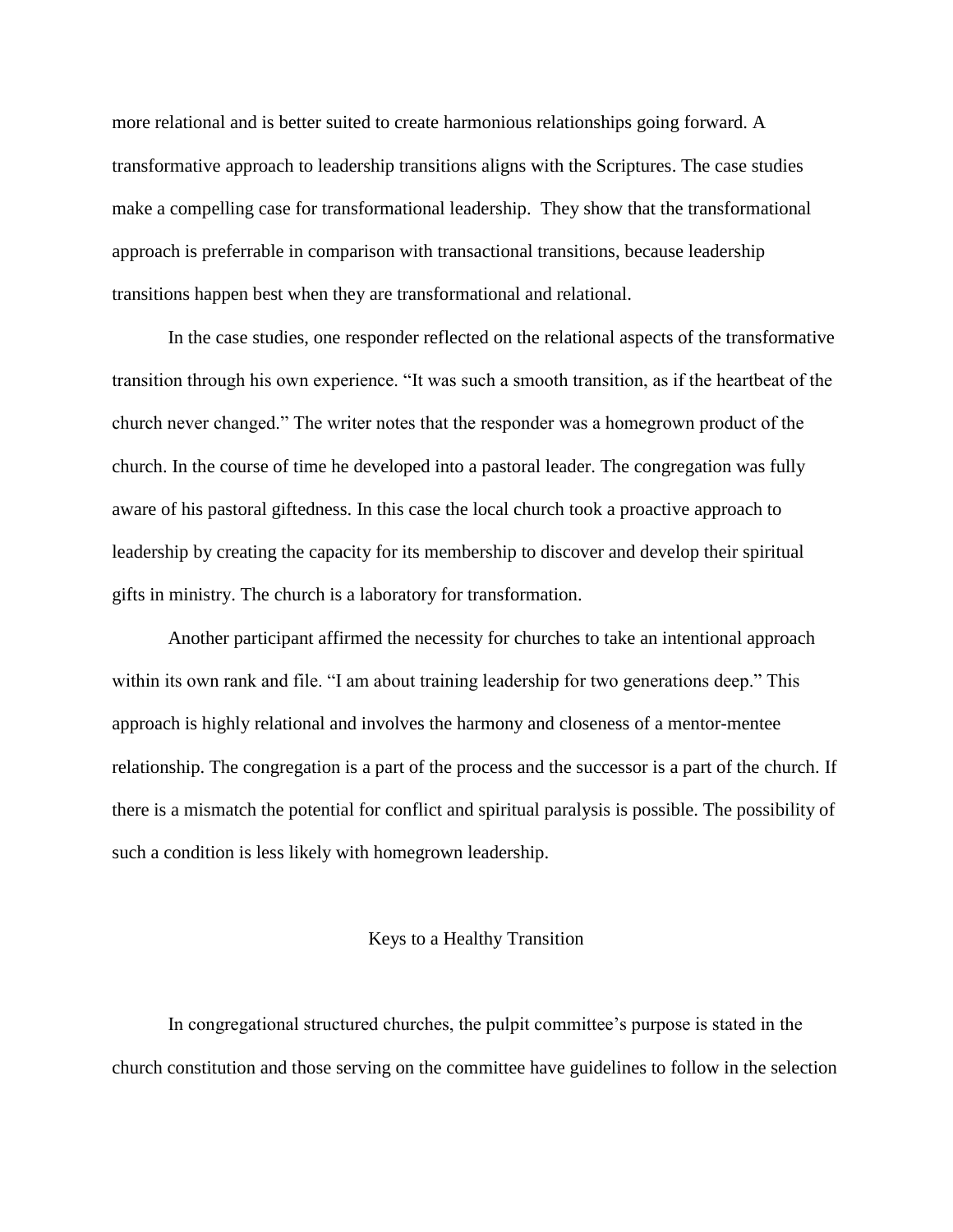more relational and is better suited to create harmonious relationships going forward. A transformative approach to leadership transitions aligns with the Scriptures. The case studies make a compelling case for transformational leadership.  They show that the transformational approach is preferrable in comparison with transactional transitions, because leadership transitions happen best when they are transformational and relational.

In the case studies, one responder reflected on the relational aspects of the transformative transition through his own experience. “It was such a smooth transition, as if the heartbeat of the church never changed.” The writer notes that the responder was a homegrown product of the church. In the course of time he developed into a pastoral leader. The congregation was fully aware of his pastoral giftedness. In this case the local church took a proactive approach to leadership by creating the capacity for its membership to discover and develop their spiritual gifts in ministry. The church is a laboratory for transformation.

Another participant affirmed the necessity for churches to take an intentional approach within its own rank and file. “I am about training leadership for two generations deep.” This approach is highly relational and involves the harmony and closeness of a mentor-mentee relationship. The congregation is a part of the process and the successor is a part of the church. If there is a mismatch the potential for conflict and spiritual paralysis is possible. The possibility of such a condition is less likely with homegrown leadership.

## Keys to a Healthy Transition

In congregational structured churches, the pulpit committee’s purpose is stated in the church constitution and those serving on the committee have guidelines to follow in the selection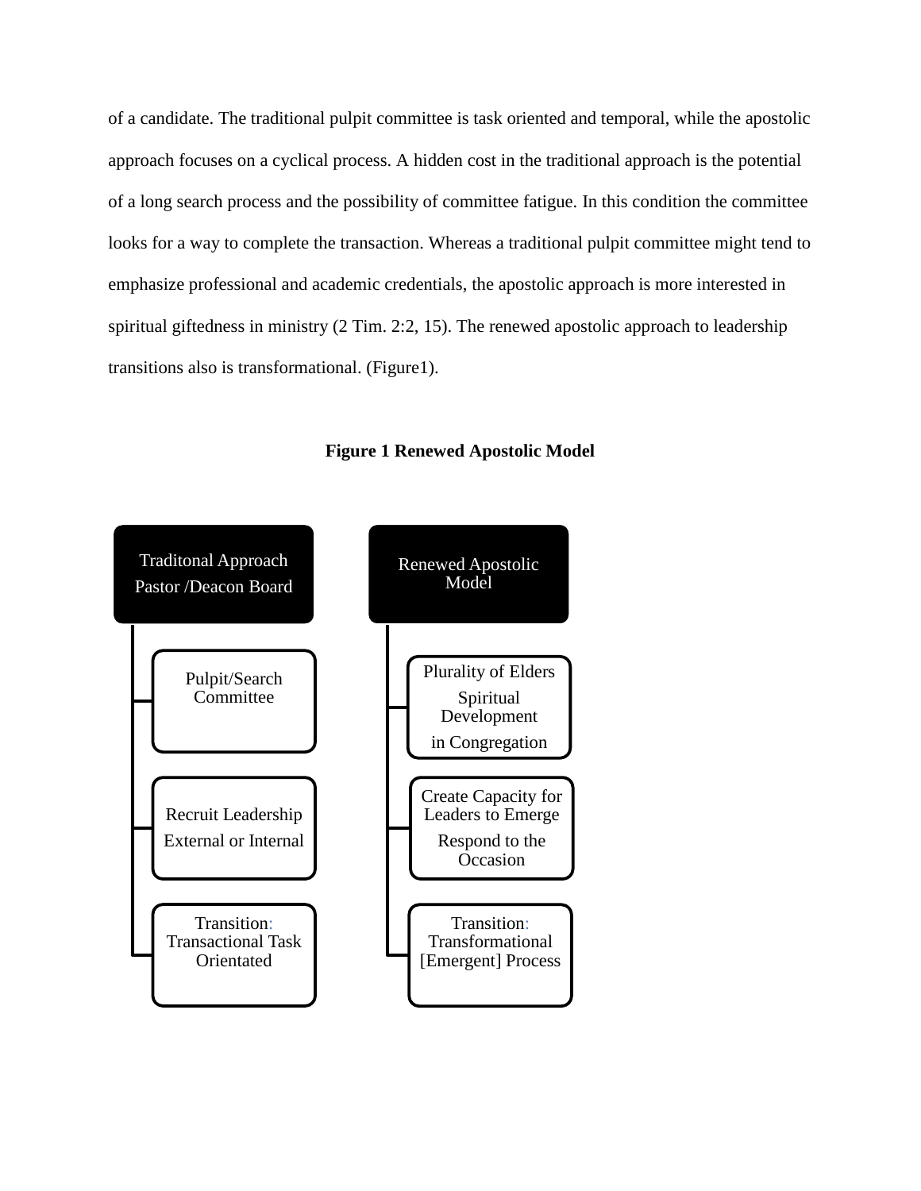of a candidate. The traditional pulpit committee is task oriented and temporal, while the apostolic approach focuses on a cyclical process. A hidden cost in the traditional approach is the potential of a long search process and the possibility of committee fatigue. In this condition the committee looks for a way to complete the transaction. Whereas a traditional pulpit committee might tend to emphasize professional and academic credentials, the apostolic approach is more interested in spiritual giftedness in ministry (2 Tim. 2:2, 15). The renewed apostolic approach to leadership transitions also is transformational. (Figure1).

**Figure 1 Renewed Apostolic Model**

| Traditonal Approach Pastor /Deacon Board | Renewed Apostolic Model |
| --- | --- |
| Pulpit/Search Committee | Plurality of Elders Spiritual Development in Congregation |
| Recruit Leadership External or Internal | Create Capacity for Leaders to Emerge Respond to the Occasion |
| Transition: Transactional Task Orientated | Transition: Transformational [Emergent] Process |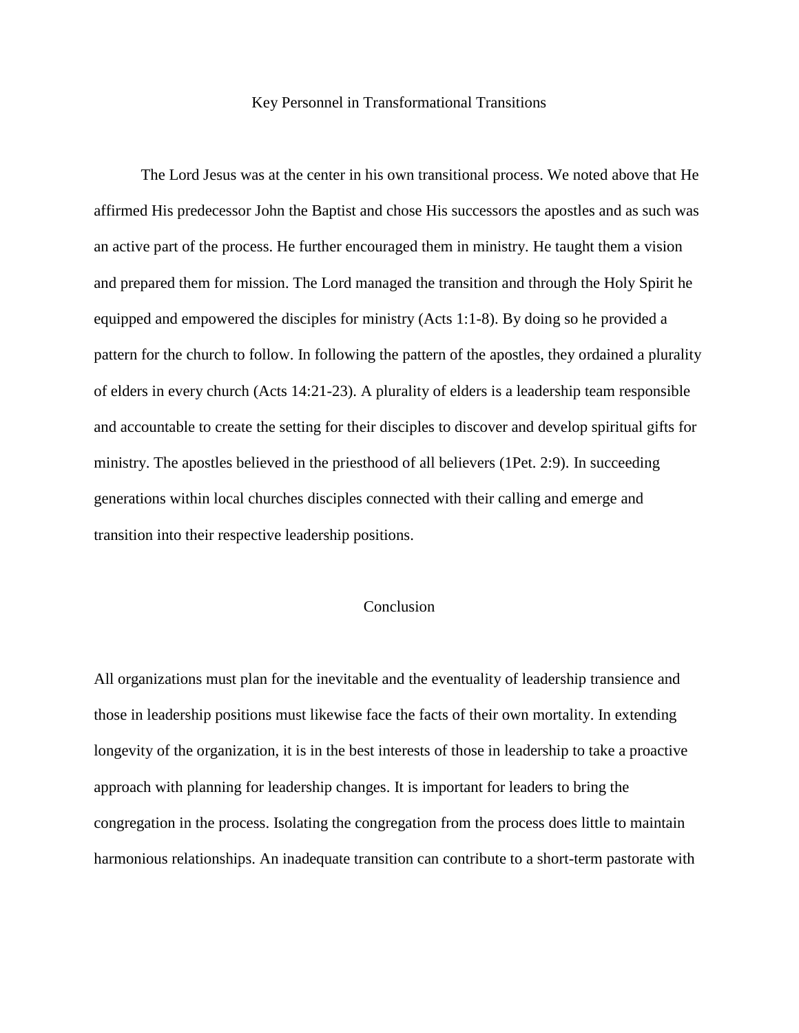## Key Personnel in Transformational Transitions

The Lord Jesus was at the center in his own transitional process. We noted above that He affirmed His predecessor John the Baptist and chose His successors the apostles and as such was an active part of the process. He further encouraged them in ministry. He taught them a vision and prepared them for mission. The Lord managed the transition and through the Holy Spirit he equipped and empowered the disciples for ministry (Acts 1:1-8). By doing so he provided a pattern for the church to follow. In following the pattern of the apostles, they ordained a plurality of elders in every church (Acts 14:21-23). A plurality of elders is a leadership team responsible and accountable to create the setting for their disciples to discover and develop spiritual gifts for ministry. The apostles believed in the priesthood of all believers (1Pet. 2:9). In succeeding generations within local churches disciples connected with their calling and emerge and transition into their respective leadership positions.

## Conclusion

All organizations must plan for the inevitable and the eventuality of leadership transience and those in leadership positions must likewise face the facts of their own mortality. In extending longevity of the organization, it is in the best interests of those in leadership to take a proactive approach with planning for leadership changes. It is important for leaders to bring the congregation in the process. Isolating the congregation from the process does little to maintain harmonious relationships. An inadequate transition can contribute to a short-term pastorate with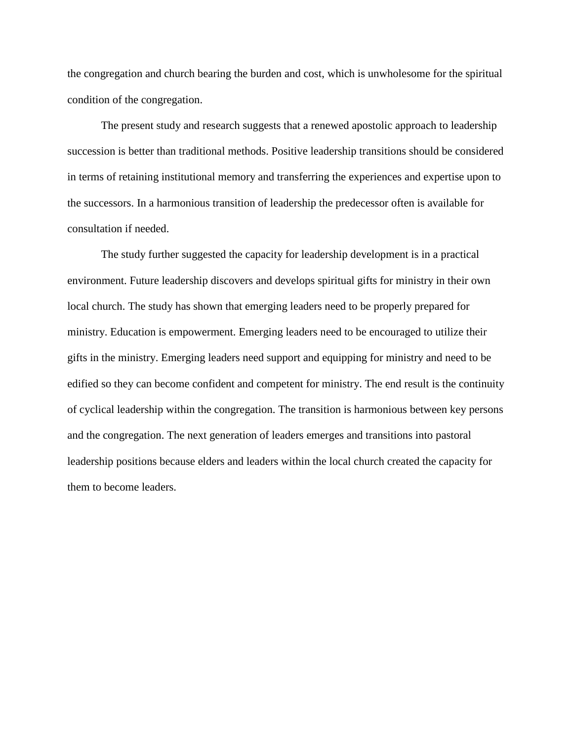the congregation and church bearing the burden and cost, which is unwholesome for the spiritual condition of the congregation.

The present study and research suggests that a renewed apostolic approach to leadership succession is better than traditional methods. Positive leadership transitions should be considered in terms of retaining institutional memory and transferring the experiences and expertise upon to the successors. In a harmonious transition of leadership the predecessor often is available for consultation if needed.

The study further suggested the capacity for leadership development is in a practical environment. Future leadership discovers and develops spiritual gifts for ministry in their own local church. The study has shown that emerging leaders need to be properly prepared for ministry. Education is empowerment. Emerging leaders need to be encouraged to utilize their gifts in the ministry. Emerging leaders need support and equipping for ministry and need to be edified so they can become confident and competent for ministry. The end result is the continuity of cyclical leadership within the congregation. The transition is harmonious between key persons and the congregation. The next generation of leaders emerges and transitions into pastoral leadership positions because elders and leaders within the local church created the capacity for them to become leaders.